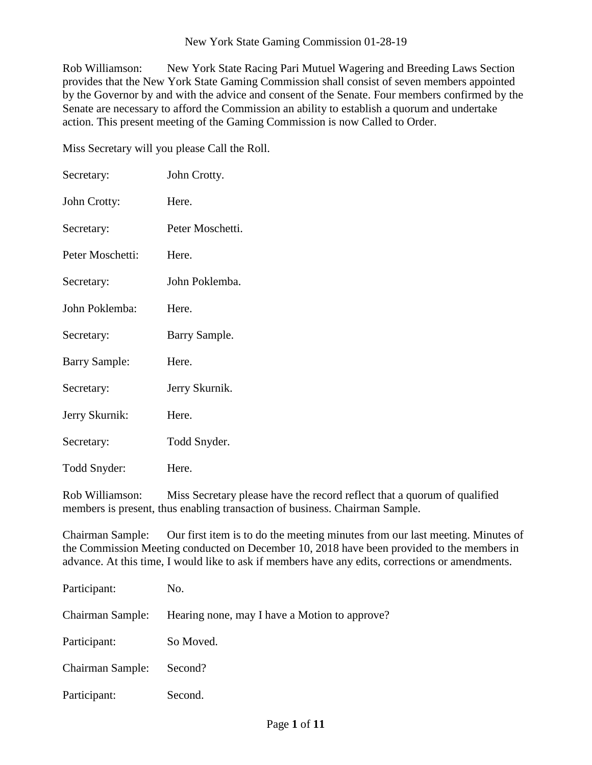New York State Gaming Commission 01-28-19

Rob Williamson: New York State Racing Pari Mutuel Wagering and Breeding Laws Section provides that the New York State Gaming Commission shall consist of seven members appointed by the Governor by and with the advice and consent of the Senate. Four members confirmed by the Senate are necessary to afford the Commission an ability to establish a quorum and undertake action. This present meeting of the Gaming Commission is now Called to Order.

Miss Secretary will you please Call the Roll.

Secretary: John Crotty.

John Crotty: Here.

Secretary: Peter Moschetti.

Peter Moschetti: Here.

Secretary: John Poklemba.

John Poklemba: Here.

Secretary: Barry Sample.

Barry Sample: Here.

Secretary: Jerry Skurnik.

Jerry Skurnik: Here.

Secretary: Todd Snyder.

Todd Snyder: Here.

Rob Williamson: Miss Secretary please have the record reflect that a quorum of qualified members is present, thus enabling transaction of business. Chairman Sample.

Chairman Sample: Our first item is to do the meeting minutes from our last meeting. Minutes of the Commission Meeting conducted on December 10, 2018 have been provided to the members in advance. At this time, I would like to ask if members have any edits, corrections or amendments.

Participant: No.

Chairman Sample: Hearing none, may I have a Motion to approve?

Participant: So Moved.

Chairman Sample: Second?

Participant: Second.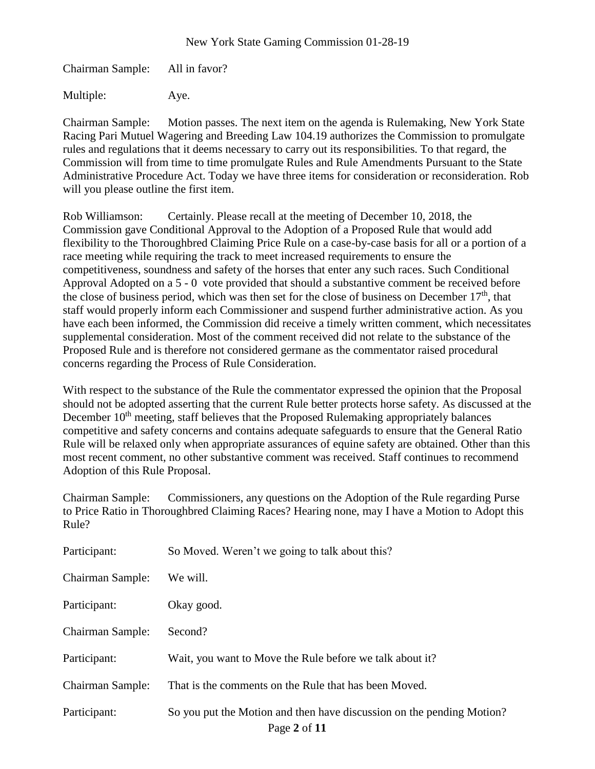Chairman Sample: All in favor?

Multiple: Aye.

Chairman Sample: Motion passes. The next item on the agenda is Rulemaking, New York State Racing Pari Mutuel Wagering and Breeding Law 104.19 authorizes the Commission to promulgate rules and regulations that it deems necessary to carry out its responsibilities. To that regard, the Commission will from time to time promulgate Rules and Rule Amendments Pursuant to the State Administrative Procedure Act. Today we have three items for consideration or reconsideration. Rob will you please outline the first item.

Rob Williamson: Certainly. Please recall at the meeting of December 10, 2018, the Commission gave Conditional Approval to the Adoption of a Proposed Rule that would add flexibility to the Thoroughbred Claiming Price Rule on a case-by-case basis for all or a portion of a race meeting while requiring the track to meet increased requirements to ensure the competitiveness, soundness and safety of the horses that enter any such races. Such Conditional Approval Adopted on a 5 - 0 vote provided that should a substantive comment be received before the close of business period, which was then set for the close of business on December 17th, that staff would properly inform each Commissioner and suspend further administrative action. As you have each been informed, the Commission did receive a timely written comment, which necessitates supplemental consideration. Most of the comment received did not relate to the substance of the Proposed Rule and is therefore not considered germane as the commentator raised procedural concerns regarding the Process of Rule Consideration.

With respect to the substance of the Rule the commentator expressed the opinion that the Proposal should not be adopted asserting that the current Rule better protects horse safety. As discussed at the December 10th meeting, staff believes that the Proposed Rulemaking appropriately balances competitive and safety concerns and contains adequate safeguards to ensure that the General Ratio Rule will be relaxed only when appropriate assurances of equine safety are obtained. Other than this most recent comment, no other substantive comment was received. Staff continues to recommend Adoption of this Rule Proposal.

Chairman Sample: Commissioners, any questions on the Adoption of the Rule regarding Purse to Price Ratio in Thoroughbred Claiming Races? Hearing none, may I have a Motion to Adopt this Rule?

Participant: So Moved. Weren't we going to talk about this?

Chairman Sample: We will.

Participant: Okay good.

Chairman Sample: Second?

Participant: Wait, you want to Move the Rule before we talk about it?

Chairman Sample: That is the comments on the Rule that has been Moved.

Participant: So you put the Motion and then have discussion on the pending Motion?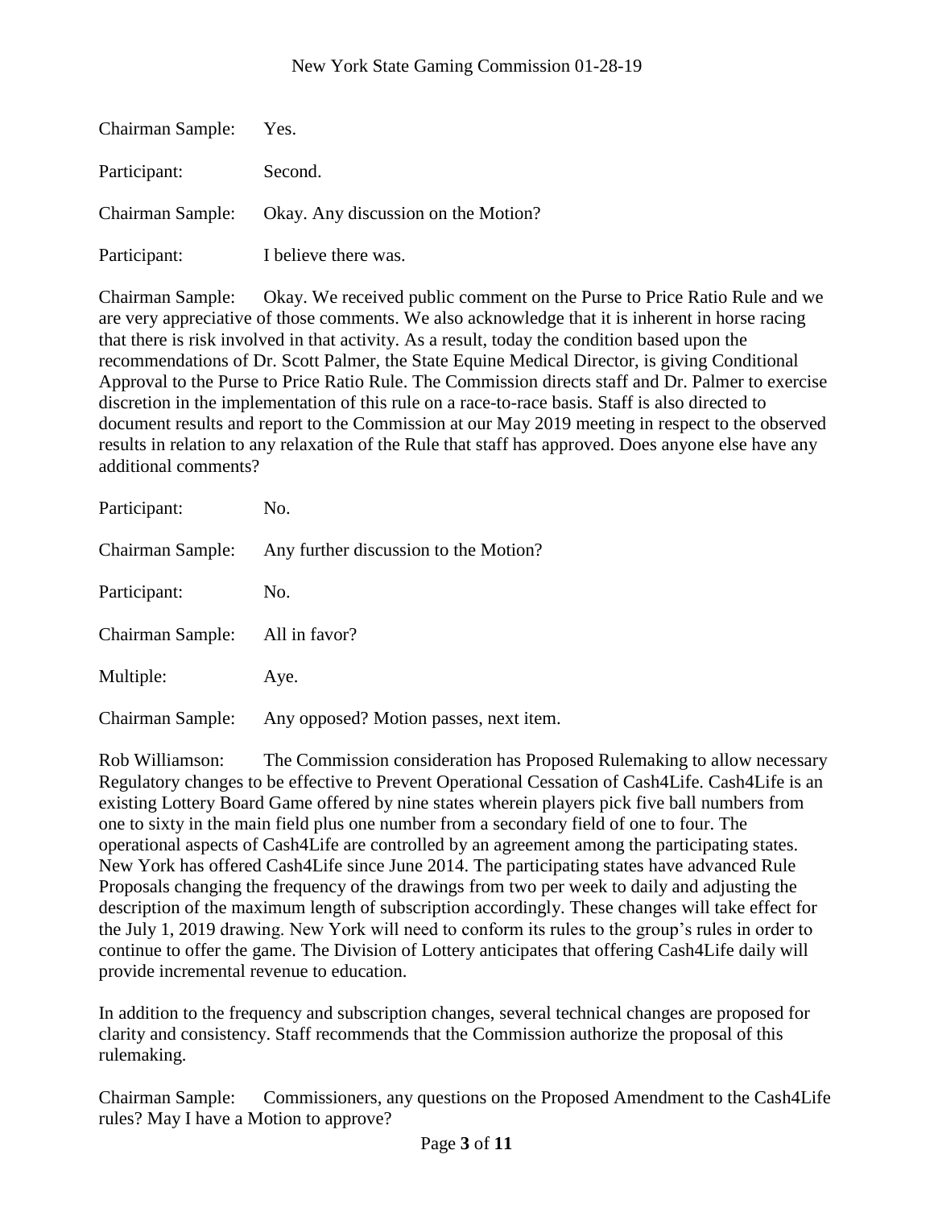Chairman Sample: Yes.

Participant: Second.

Chairman Sample: Okay. Any discussion on the Motion?

Participant: I believe there was.

Chairman Sample: Okay. We received public comment on the Purse to Price Ratio Rule and we are very appreciative of those comments. We also acknowledge that it is inherent in horse racing that there is risk involved in that activity. As a result, today the condition based upon the recommendations of Dr. Scott Palmer, the State Equine Medical Director, is giving Conditional Approval to the Purse to Price Ratio Rule. The Commission directs staff and Dr. Palmer to exercise discretion in the implementation of this rule on a race-to-race basis. Staff is also directed to document results and report to the Commission at our May 2019 meeting in respect to the observed results in relation to any relaxation of the Rule that staff has approved. Does anyone else have any additional comments?

Participant: No.

Chairman Sample: Any further discussion to the Motion?

Participant: No.

Chairman Sample: All in favor?

Multiple: Aye.

Chairman Sample: Any opposed? Motion passes, next item.

Rob Williamson: The Commission consideration has Proposed Rulemaking to allow necessary Regulatory changes to be effective to Prevent Operational Cessation of Cash4Life. Cash4Life is an existing Lottery Board Game offered by nine states wherein players pick five ball numbers from one to sixty in the main field plus one number from a secondary field of one to four. The operational aspects of Cash4Life are controlled by an agreement among the participating states. New York has offered Cash4Life since June 2014. The participating states have advanced Rule Proposals changing the frequency of the drawings from two per week to daily and adjusting the description of the maximum length of subscription accordingly. These changes will take effect for the July 1, 2019 drawing. New York will need to conform its rules to the group's rules in order to continue to offer the game. The Division of Lottery anticipates that offering Cash4Life daily will provide incremental revenue to education.

In addition to the frequency and subscription changes, several technical changes are proposed for clarity and consistency. Staff recommends that the Commission authorize the proposal of this rulemaking.

Chairman Sample: Commissioners, any questions on the Proposed Amendment to the Cash4Life rules? May I have a Motion to approve?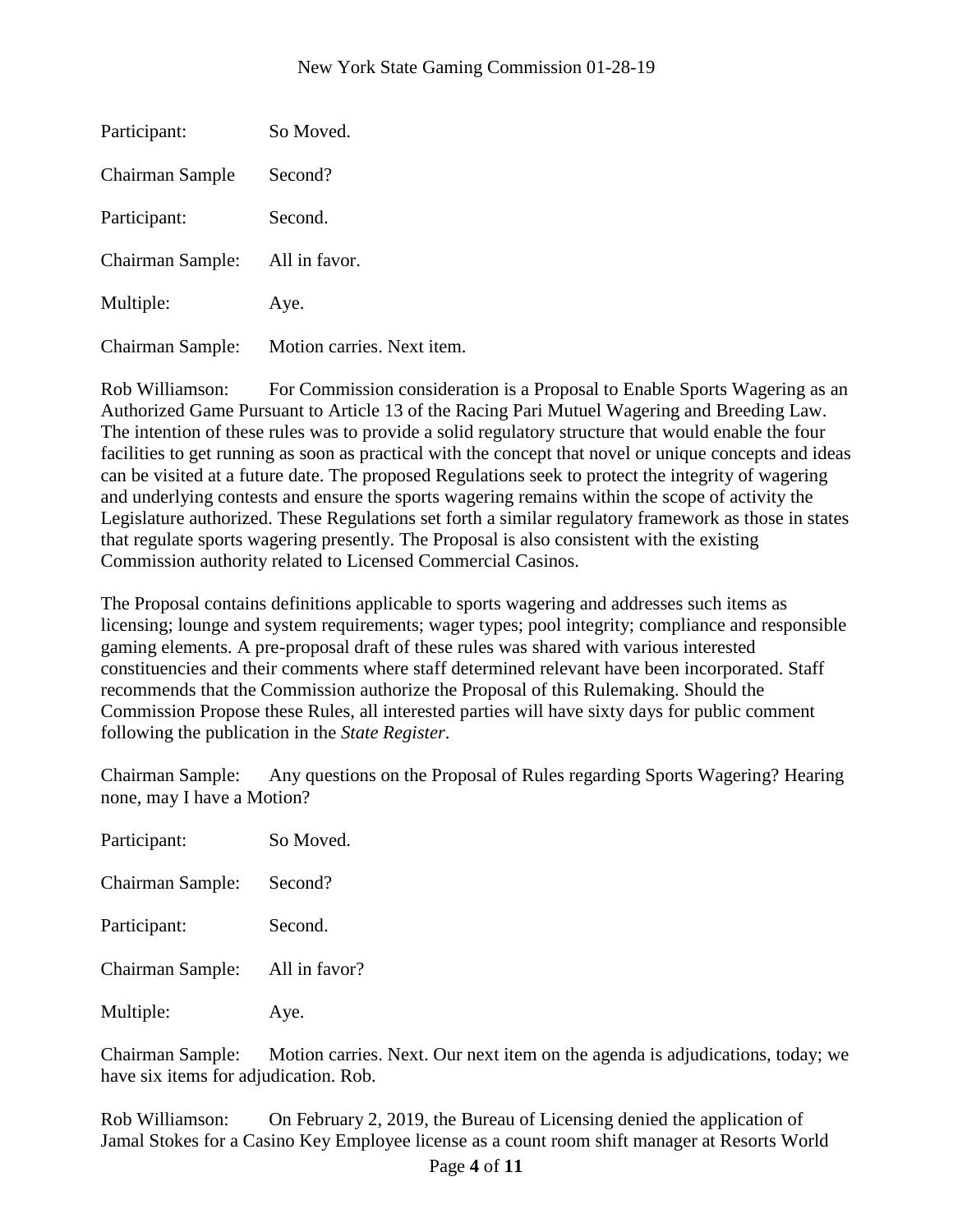Participant: So Moved.

Chairman Sample Second?

Participant: Second.

Chairman Sample: All in favor.

Multiple: Aye.

Chairman Sample: Motion carries. Next item.

Rob Williamson: For Commission consideration is a Proposal to Enable Sports Wagering as an Authorized Game Pursuant to Article 13 of the Racing Pari Mutuel Wagering and Breeding Law. The intention of these rules was to provide a solid regulatory structure that would enable the four facilities to get running as soon as practical with the concept that novel or unique concepts and ideas can be visited at a future date. The proposed Regulations seek to protect the integrity of wagering and underlying contests and ensure the sports wagering remains within the scope of activity the Legislature authorized. These Regulations set forth a similar regulatory framework as those in states that regulate sports wagering presently. The Proposal is also consistent with the existing Commission authority related to Licensed Commercial Casinos.

The Proposal contains definitions applicable to sports wagering and addresses such items as licensing; lounge and system requirements; wager types; pool integrity; compliance and responsible gaming elements. A pre-proposal draft of these rules was shared with various interested constituencies and their comments where staff determined relevant have been incorporated. Staff recommends that the Commission authorize the Proposal of this Rulemaking. Should the Commission Propose these Rules, all interested parties will have sixty days for public comment following the publication in the *State Register*.

Chairman Sample: Any questions on the Proposal of Rules regarding Sports Wagering? Hearing none, may I have a Motion?

Participant: So Moved.

Chairman Sample: Second?

Participant: Second.

Chairman Sample: All in favor?

Multiple: Aye.

Chairman Sample: Motion carries. Next. Our next item on the agenda is adjudications, today; we have six items for adjudication. Rob.

Rob Williamson: On February 2, 2019, the Bureau of Licensing denied the application of Jamal Stokes for a Casino Key Employee license as a count room shift manager at Resorts World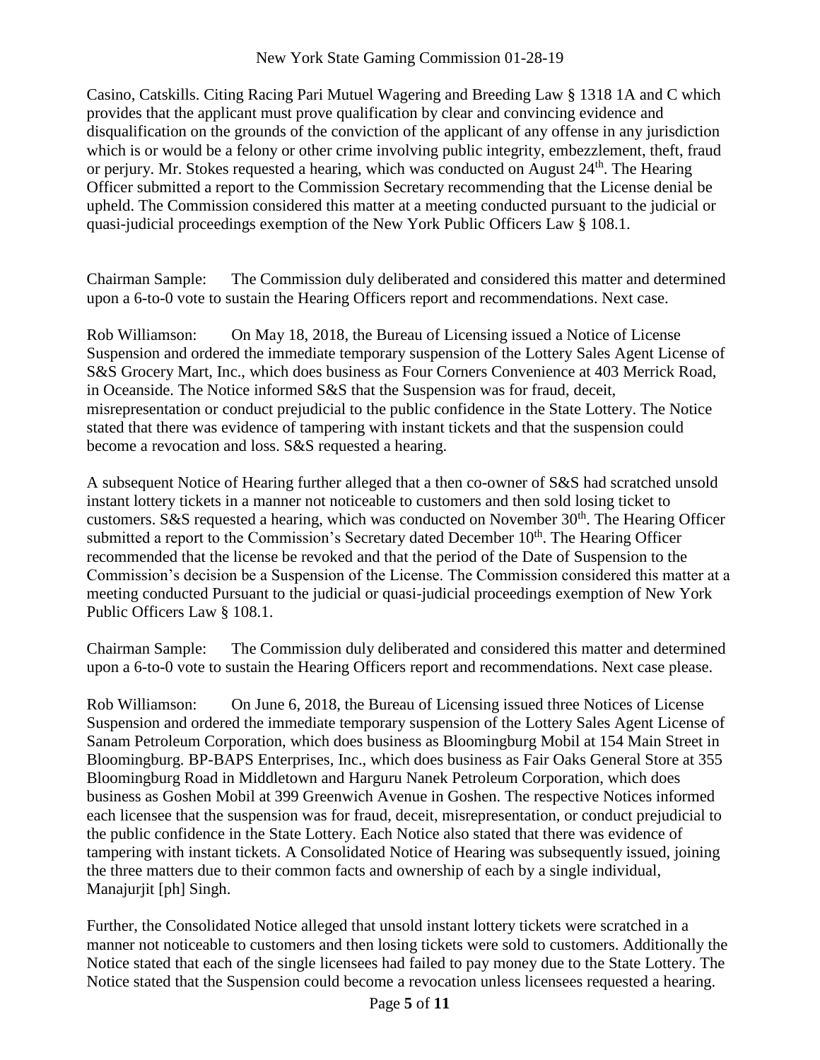Casino, Catskills. Citing Racing Pari Mutuel Wagering and Breeding Law § 1318 1A and C which provides that the applicant must prove qualification by clear and convincing evidence and disqualification on the grounds of the conviction of the applicant of any offense in any jurisdiction which is or would be a felony or other crime involving public integrity, embezzlement, theft, fraud or perjury. Mr. Stokes requested a hearing, which was conducted on August 24th. The Hearing Officer submitted a report to the Commission Secretary recommending that the License denial be upheld. The Commission considered this matter at a meeting conducted pursuant to the judicial or quasi-judicial proceedings exemption of the New York Public Officers Law § 108.1.

Chairman Sample: The Commission duly deliberated and considered this matter and determined upon a 6-to-0 vote to sustain the Hearing Officers report and recommendations. Next case.

Rob Williamson: On May 18, 2018, the Bureau of Licensing issued a Notice of License Suspension and ordered the immediate temporary suspension of the Lottery Sales Agent License of S&S Grocery Mart, Inc., which does business as Four Corners Convenience at 403 Merrick Road, in Oceanside. The Notice informed S&S that the Suspension was for fraud, deceit, misrepresentation or conduct prejudicial to the public confidence in the State Lottery. The Notice stated that there was evidence of tampering with instant tickets and that the suspension could become a revocation and loss. S&S requested a hearing.

A subsequent Notice of Hearing further alleged that a then co-owner of S&S had scratched unsold instant lottery tickets in a manner not noticeable to customers and then sold losing ticket to customers. S&S requested a hearing, which was conducted on November 30th. The Hearing Officer submitted a report to the Commission's Secretary dated December 10th. The Hearing Officer recommended that the license be revoked and that the period of the Date of Suspension to the Commission's decision be a Suspension of the License. The Commission considered this matter at a meeting conducted Pursuant to the judicial or quasi-judicial proceedings exemption of New York Public Officers Law § 108.1.

Chairman Sample: The Commission duly deliberated and considered this matter and determined upon a 6-to-0 vote to sustain the Hearing Officers report and recommendations. Next case please.

Rob Williamson: On June 6, 2018, the Bureau of Licensing issued three Notices of License Suspension and ordered the immediate temporary suspension of the Lottery Sales Agent License of Sanam Petroleum Corporation, which does business as Bloomingburg Mobil at 154 Main Street in Bloomingburg. BP-BAPS Enterprises, Inc., which does business as Fair Oaks General Store at 355 Bloomingburg Road in Middletown and Harguru Nanek Petroleum Corporation, which does business as Goshen Mobil at 399 Greenwich Avenue in Goshen. The respective Notices informed each licensee that the suspension was for fraud, deceit, misrepresentation, or conduct prejudicial to the public confidence in the State Lottery. Each Notice also stated that there was evidence of tampering with instant tickets. A Consolidated Notice of Hearing was subsequently issued, joining the three matters due to their common facts and ownership of each by a single individual, Manajurjit [ph] Singh.

Further, the Consolidated Notice alleged that unsold instant lottery tickets were scratched in a manner not noticeable to customers and then losing tickets were sold to customers. Additionally the Notice stated that each of the single licensees had failed to pay money due to the State Lottery. The Notice stated that the Suspension could become a revocation unless licensees requested a hearing.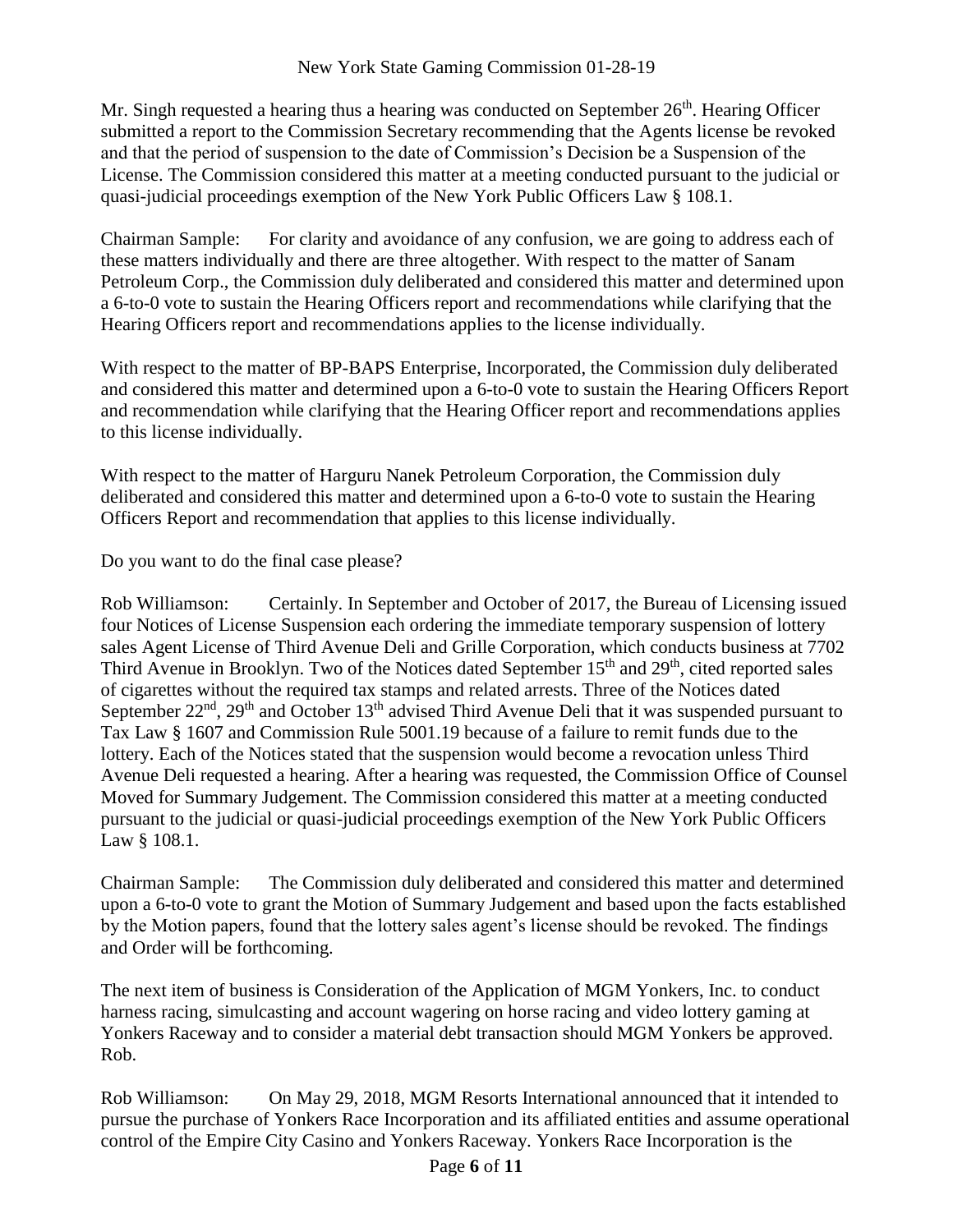Mr. Singh requested a hearing thus a hearing was conducted on September 26th. Hearing Officer submitted a report to the Commission Secretary recommending that the Agents license be revoked and that the period of suspension to the date of Commission's Decision be a Suspension of the License. The Commission considered this matter at a meeting conducted pursuant to the judicial or quasi-judicial proceedings exemption of the New York Public Officers Law § 108.1.

Chairman Sample: For clarity and avoidance of any confusion, we are going to address each of these matters individually and there are three altogether. With respect to the matter of Sanam Petroleum Corp., the Commission duly deliberated and considered this matter and determined upon a 6-to-0 vote to sustain the Hearing Officers report and recommendations while clarifying that the Hearing Officers report and recommendations applies to the license individually.

With respect to the matter of BP-BAPS Enterprise, Incorporated, the Commission duly deliberated and considered this matter and determined upon a 6-to-0 vote to sustain the Hearing Officers Report and recommendation while clarifying that the Hearing Officer report and recommendations applies to this license individually.

With respect to the matter of Harguru Nanek Petroleum Corporation, the Commission duly deliberated and considered this matter and determined upon a 6-to-0 vote to sustain the Hearing Officers Report and recommendation that applies to this license individually.

Do you want to do the final case please?

Rob Williamson: Certainly. In September and October of 2017, the Bureau of Licensing issued four Notices of License Suspension each ordering the immediate temporary suspension of lottery sales Agent License of Third Avenue Deli and Grille Corporation, which conducts business at 7702 Third Avenue in Brooklyn. Two of the Notices dated September 15th and 29th, cited reported sales of cigarettes without the required tax stamps and related arrests. Three of the Notices dated September 22nd, 29th and October 13th advised Third Avenue Deli that it was suspended pursuant to Tax Law § 1607 and Commission Rule 5001.19 because of a failure to remit funds due to the lottery. Each of the Notices stated that the suspension would become a revocation unless Third Avenue Deli requested a hearing. After a hearing was requested, the Commission Office of Counsel Moved for Summary Judgement. The Commission considered this matter at a meeting conducted pursuant to the judicial or quasi-judicial proceedings exemption of the New York Public Officers Law § 108.1.

Chairman Sample: The Commission duly deliberated and considered this matter and determined upon a 6-to-0 vote to grant the Motion of Summary Judgement and based upon the facts established by the Motion papers, found that the lottery sales agent's license should be revoked. The findings and Order will be forthcoming.

The next item of business is Consideration of the Application of MGM Yonkers, Inc. to conduct harness racing, simulcasting and account wagering on horse racing and video lottery gaming at Yonkers Raceway and to consider a material debt transaction should MGM Yonkers be approved. Rob.

Rob Williamson: On May 29, 2018, MGM Resorts International announced that it intended to pursue the purchase of Yonkers Race Incorporation and its affiliated entities and assume operational control of the Empire City Casino and Yonkers Raceway. Yonkers Race Incorporation is the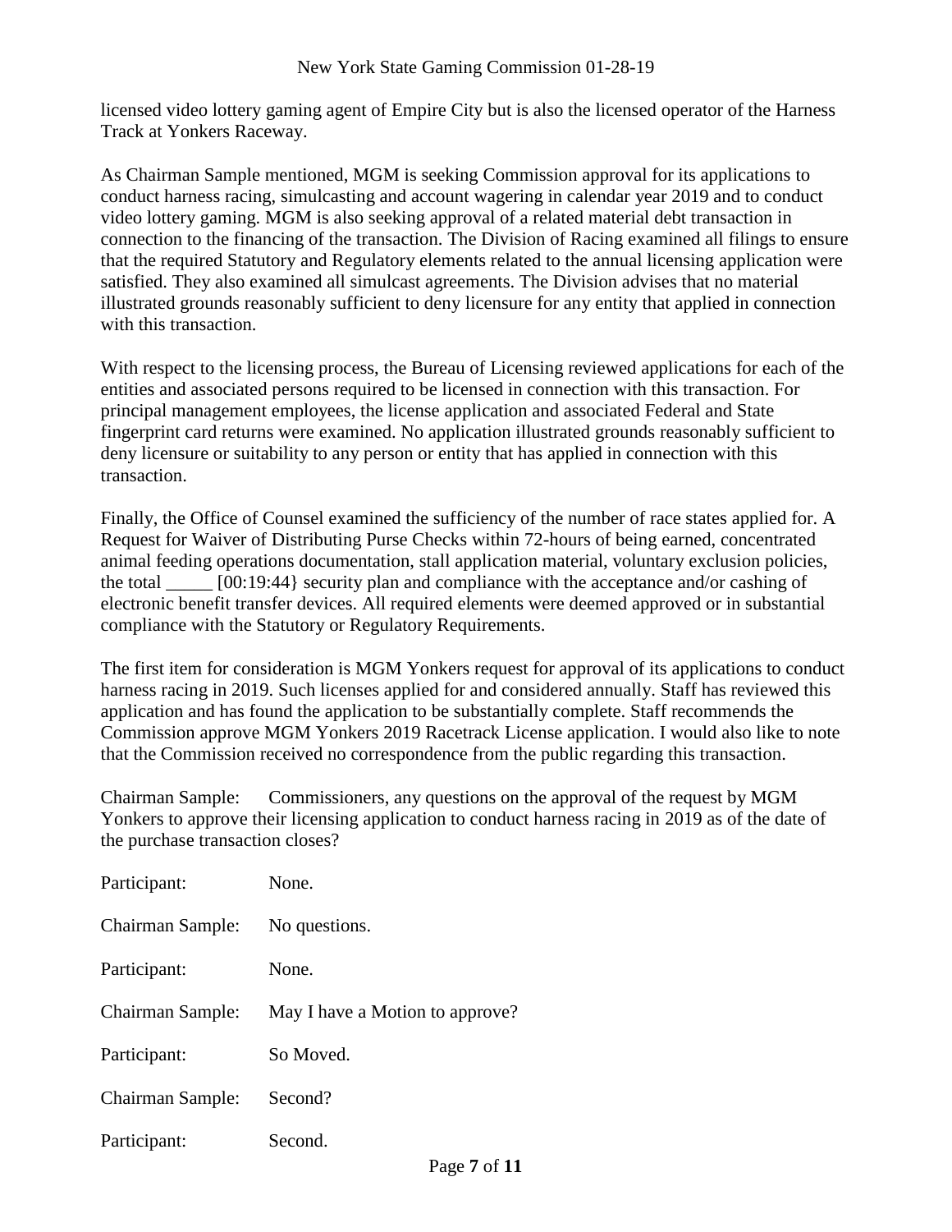licensed video lottery gaming agent of Empire City but is also the licensed operator of the Harness Track at Yonkers Raceway.

As Chairman Sample mentioned, MGM is seeking Commission approval for its applications to conduct harness racing, simulcasting and account wagering in calendar year 2019 and to conduct video lottery gaming. MGM is also seeking approval of a related material debt transaction in connection to the financing of the transaction. The Division of Racing examined all filings to ensure that the required Statutory and Regulatory elements related to the annual licensing application were satisfied. They also examined all simulcast agreements. The Division advises that no material illustrated grounds reasonably sufficient to deny licensure for any entity that applied in connection with this transaction.

With respect to the licensing process, the Bureau of Licensing reviewed applications for each of the entities and associated persons required to be licensed in connection with this transaction. For principal management employees, the license application and associated Federal and State fingerprint card returns were examined. No application illustrated grounds reasonably sufficient to deny licensure or suitability to any person or entity that has applied in connection with this transaction.

Finally, the Office of Counsel examined the sufficiency of the number of race states applied for. A Request for Waiver of Distributing Purse Checks within 72-hours of being earned, concentrated animal feeding operations documentation, stall application material, voluntary exclusion policies, the total _____ [00:19:44} security plan and compliance with the acceptance and/or cashing of electronic benefit transfer devices. All required elements were deemed approved or in substantial compliance with the Statutory or Regulatory Requirements.

The first item for consideration is MGM Yonkers request for approval of its applications to conduct harness racing in 2019. Such licenses applied for and considered annually. Staff has reviewed this application and has found the application to be substantially complete. Staff recommends the Commission approve MGM Yonkers 2019 Racetrack License application. I would also like to note that the Commission received no correspondence from the public regarding this transaction.

Chairman Sample: Commissioners, any questions on the approval of the request by MGM Yonkers to approve their licensing application to conduct harness racing in 2019 as of the date of the purchase transaction closes?

Participant: None.

Chairman Sample: No questions.

Participant: None.

Chairman Sample: May I have a Motion to approve?

Participant: So Moved.

Chairman Sample: Second?

Participant: Second.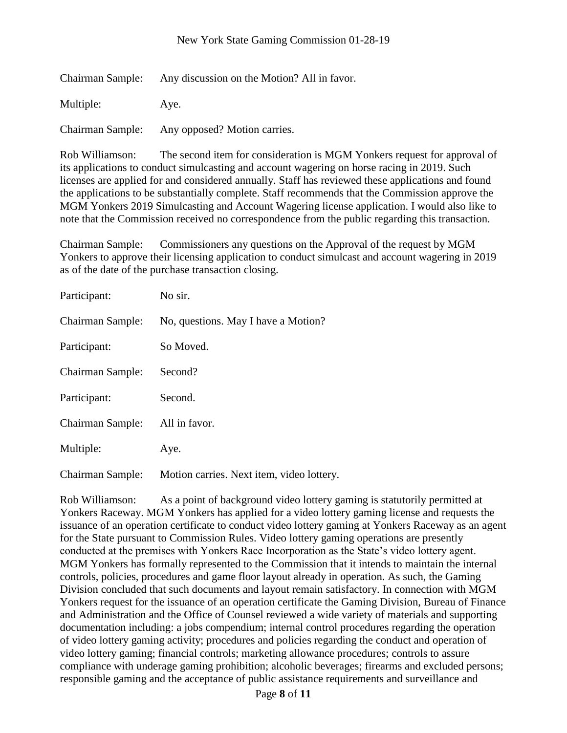Chairman Sample: Any discussion on the Motion? All in favor.

Multiple: Aye.

Chairman Sample: Any opposed? Motion carries.

Rob Williamson: The second item for consideration is MGM Yonkers request for approval of its applications to conduct simulcasting and account wagering on horse racing in 2019. Such licenses are applied for and considered annually. Staff has reviewed these applications and found the applications to be substantially complete. Staff recommends that the Commission approve the MGM Yonkers 2019 Simulcasting and Account Wagering license application. I would also like to note that the Commission received no correspondence from the public regarding this transaction.

Chairman Sample: Commissioners any questions on the Approval of the request by MGM Yonkers to approve their licensing application to conduct simulcast and account wagering in 2019 as of the date of the purchase transaction closing.

Participant: No sir.

Chairman Sample: No, questions. May I have a Motion?

Participant: So Moved.

Chairman Sample: Second?

Participant: Second.

Chairman Sample: All in favor.

Multiple: Aye.

Chairman Sample: Motion carries. Next item, video lottery.

Rob Williamson: As a point of background video lottery gaming is statutorily permitted at Yonkers Raceway. MGM Yonkers has applied for a video lottery gaming license and requests the issuance of an operation certificate to conduct video lottery gaming at Yonkers Raceway as an agent for the State pursuant to Commission Rules. Video lottery gaming operations are presently conducted at the premises with Yonkers Race Incorporation as the State's video lottery agent. MGM Yonkers has formally represented to the Commission that it intends to maintain the internal controls, policies, procedures and game floor layout already in operation. As such, the Gaming Division concluded that such documents and layout remain satisfactory. In connection with MGM Yonkers request for the issuance of an operation certificate the Gaming Division, Bureau of Finance and Administration and the Office of Counsel reviewed a wide variety of materials and supporting documentation including: a jobs compendium; internal control procedures regarding the operation of video lottery gaming activity; procedures and policies regarding the conduct and operation of video lottery gaming; financial controls; marketing allowance procedures; controls to assure compliance with underage gaming prohibition; alcoholic beverages; firearms and excluded persons; responsible gaming and the acceptance of public assistance requirements and surveillance and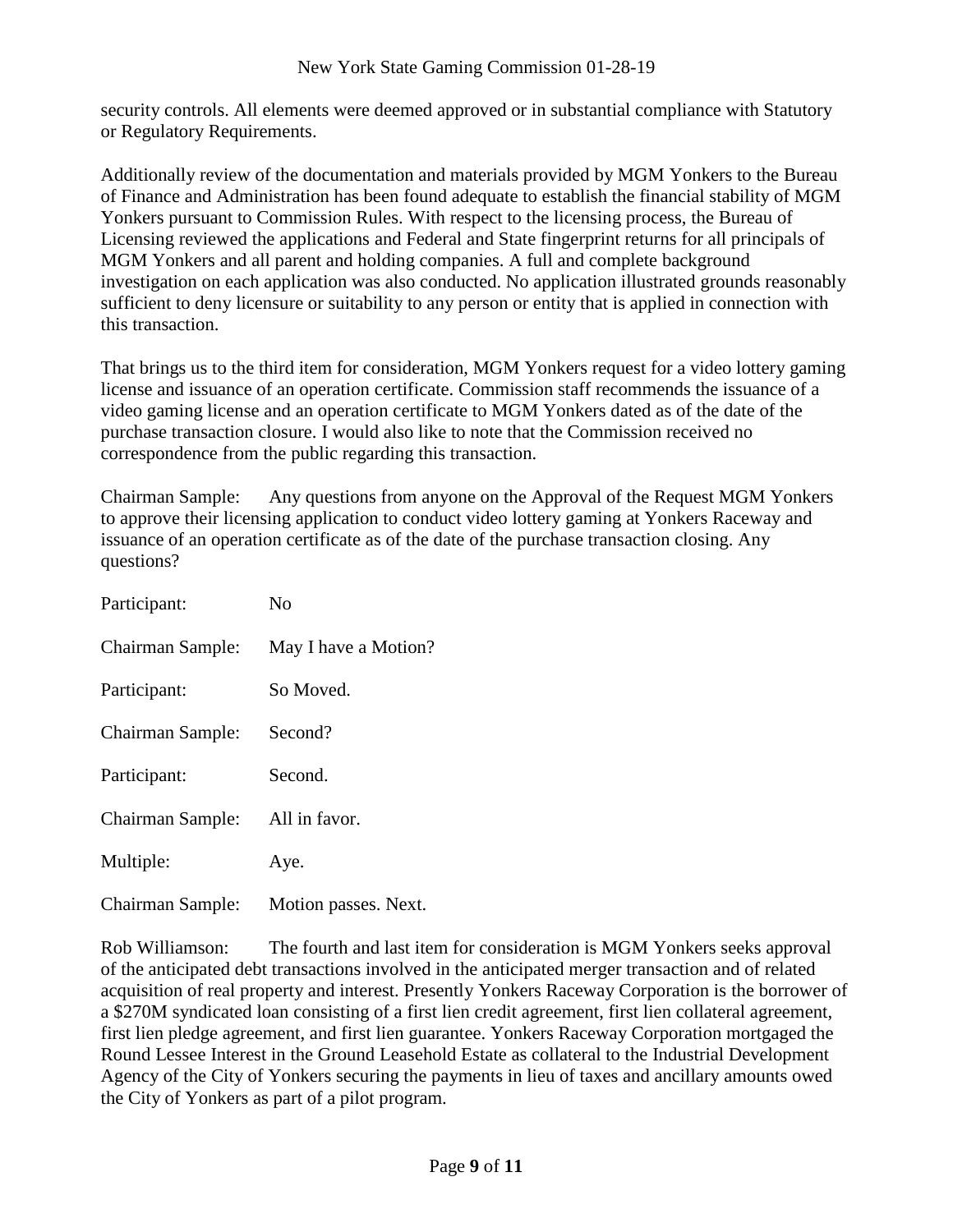security controls. All elements were deemed approved or in substantial compliance with Statutory or Regulatory Requirements.

Additionally review of the documentation and materials provided by MGM Yonkers to the Bureau of Finance and Administration has been found adequate to establish the financial stability of MGM Yonkers pursuant to Commission Rules. With respect to the licensing process, the Bureau of Licensing reviewed the applications and Federal and State fingerprint returns for all principals of MGM Yonkers and all parent and holding companies. A full and complete background investigation on each application was also conducted. No application illustrated grounds reasonably sufficient to deny licensure or suitability to any person or entity that is applied in connection with this transaction.

That brings us to the third item for consideration, MGM Yonkers request for a video lottery gaming license and issuance of an operation certificate. Commission staff recommends the issuance of a video gaming license and an operation certificate to MGM Yonkers dated as of the date of the purchase transaction closure. I would also like to note that the Commission received no correspondence from the public regarding this transaction.

Chairman Sample: Any questions from anyone on the Approval of the Request MGM Yonkers to approve their licensing application to conduct video lottery gaming at Yonkers Raceway and issuance of an operation certificate as of the date of the purchase transaction closing. Any questions?

Participant: No

Chairman Sample: May I have a Motion?

Participant: So Moved.

Chairman Sample: Second?

Participant: Second.

Chairman Sample: All in favor.

Multiple: Aye.

Chairman Sample: Motion passes. Next.

Rob Williamson: The fourth and last item for consideration is MGM Yonkers seeks approval of the anticipated debt transactions involved in the anticipated merger transaction and of related acquisition of real property and interest. Presently Yonkers Raceway Corporation is the borrower of a \$270M syndicated loan consisting of a first lien credit agreement, first lien collateral agreement, first lien pledge agreement, and first lien guarantee. Yonkers Raceway Corporation mortgaged the Round Lessee Interest in the Ground Leasehold Estate as collateral to the Industrial Development Agency of the City of Yonkers securing the payments in lieu of taxes and ancillary amounts owed the City of Yonkers as part of a pilot program.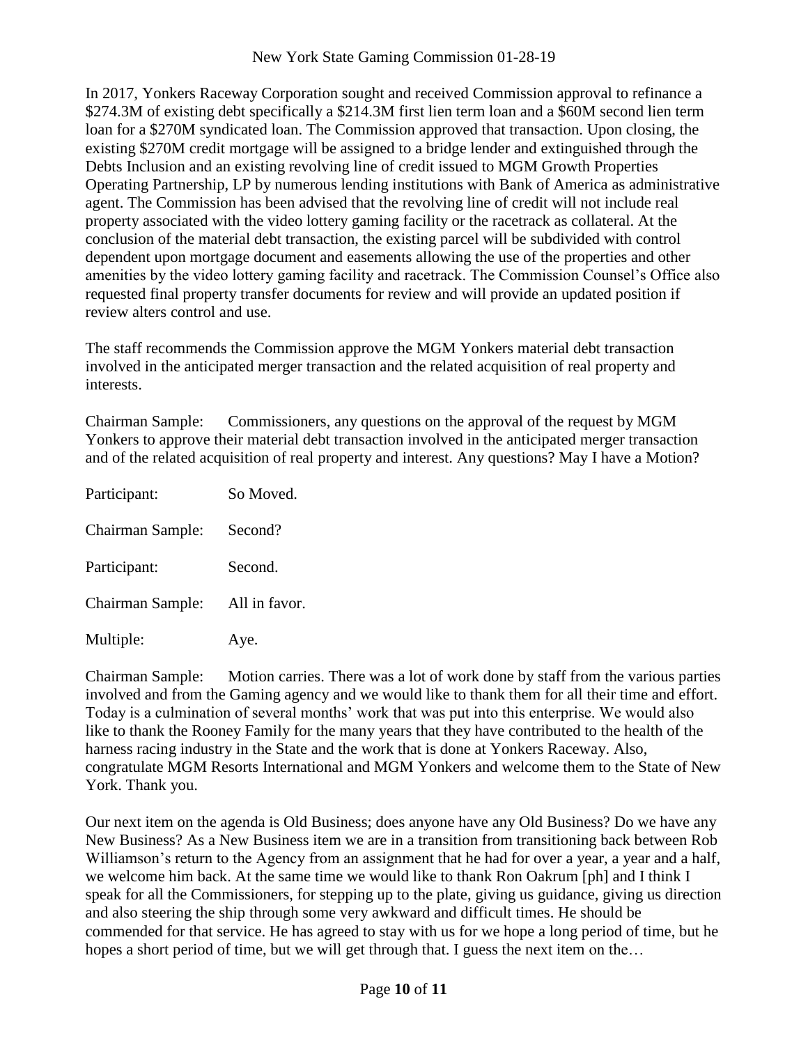In 2017, Yonkers Raceway Corporation sought and received Commission approval to refinance a $274.3M of existing debt specifically a $214.3M first lien term loan and a $60M second lien term loan for a $270M syndicated loan. The Commission approved that transaction. Upon closing, the existing $270M credit mortgage will be assigned to a bridge lender and extinguished through the Debts Inclusion and an existing revolving line of credit issued to MGM Growth Properties Operating Partnership, LP by numerous lending institutions with Bank of America as administrative agent. The Commission has been advised that the revolving line of credit will not include real property associated with the video lottery gaming facility or the racetrack as collateral. At the conclusion of the material debt transaction, the existing parcel will be subdivided with control dependent upon mortgage document and easements allowing the use of the properties and other amenities by the video lottery gaming facility and racetrack. The Commission Counsel's Office also requested final property transfer documents for review and will provide an updated position if review alters control and use.

The staff recommends the Commission approve the MGM Yonkers material debt transaction involved in the anticipated merger transaction and the related acquisition of real property and interests.

Chairman Sample: Commissioners, any questions on the approval of the request by MGM Yonkers to approve their material debt transaction involved in the anticipated merger transaction and of the related acquisition of real property and interest. Any questions? May I have a Motion?

Participant: So Moved.

Chairman Sample: Second?

Participant: Second.

Chairman Sample: All in favor.

Multiple: Aye.

Chairman Sample: Motion carries. There was a lot of work done by staff from the various parties involved and from the Gaming agency and we would like to thank them for all their time and effort. Today is a culmination of several months' work that was put into this enterprise. We would also like to thank the Rooney Family for the many years that they have contributed to the health of the harness racing industry in the State and the work that is done at Yonkers Raceway. Also, congratulate MGM Resorts International and MGM Yonkers and welcome them to the State of New York. Thank you.

Our next item on the agenda is Old Business; does anyone have any Old Business? Do we have any New Business? As a New Business item we are in a transition from transitioning back between Rob Williamson's return to the Agency from an assignment that he had for over a year, a year and a half, we welcome him back. At the same time we would like to thank Ron Oakrum [ph] and I think I speak for all the Commissioners, for stepping up to the plate, giving us guidance, giving us direction and also steering the ship through some very awkward and difficult times. He should be commended for that service. He has agreed to stay with us for we hope a long period of time, but he hopes a short period of time, but we will get through that. I guess the next item on the…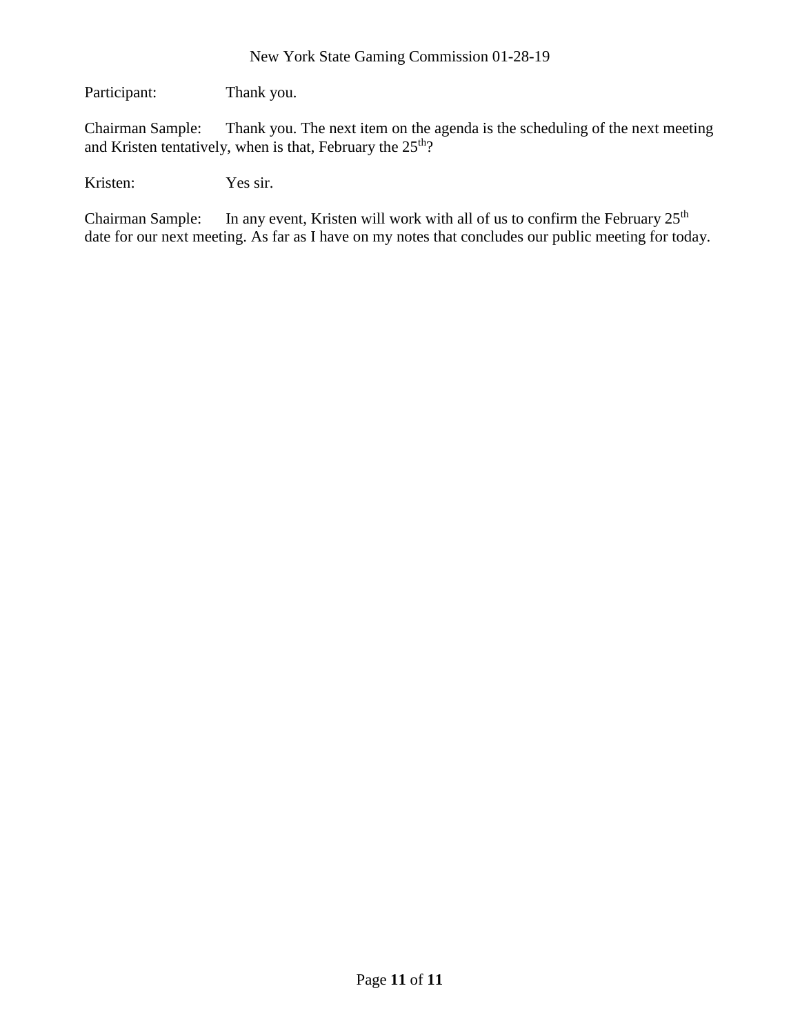Participant: Thank you.

Chairman Sample: Thank you. The next item on the agenda is the scheduling of the next meeting and Kristen tentatively, when is that, February the 25th?

Kristen: Yes sir.

Chairman Sample: In any event, Kristen will work with all of us to confirm the February 25th date for our next meeting. As far as I have on my notes that concludes our public meeting for today.